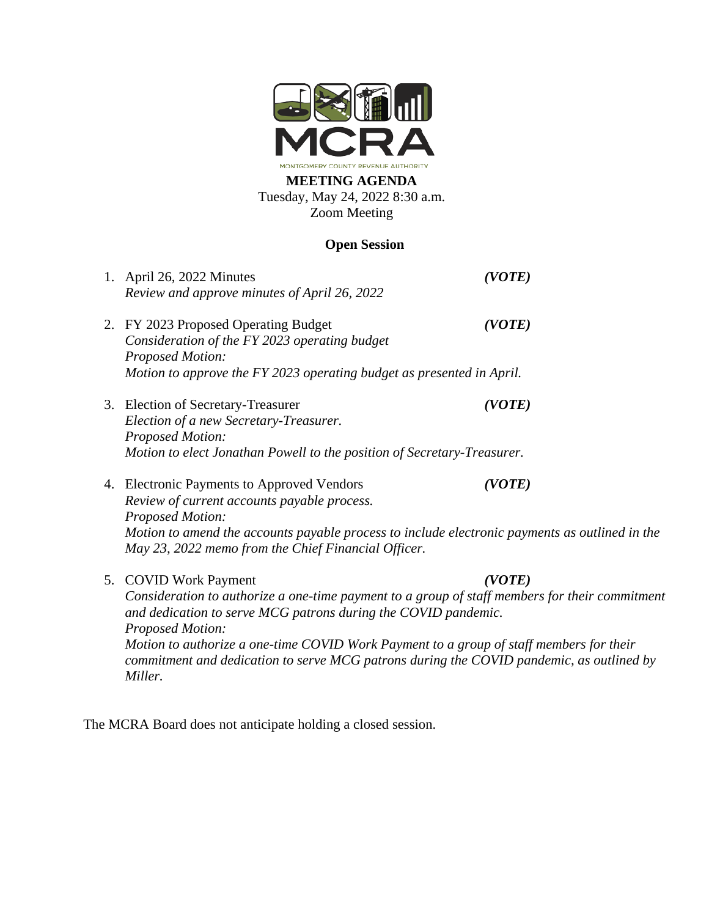MCRA

MONTGOMERY COUNTY REVENUE AUTHORITY

**MEETING AGENDA**
Tuesday, May 24, 2022 8:30 a.m.
Zoom Meeting

**Open Session**

1. April 26, 2022 Minutes ***(VOTE)***
   *Review and approve minutes of April 26, 2022*

2. FY 2023 Proposed Operating Budget ***(VOTE)***
   *Consideration of the FY 2023 operating budget*
   *Proposed Motion:*
   *Motion to approve the FY 2023 operating budget as presented in April.*

3. Election of Secretary-Treasurer ***(VOTE)***
   *Election of a new Secretary-Treasurer.*
   *Proposed Motion:*
   *Motion to elect Jonathan Powell to the position of Secretary-Treasurer.*

4. Electronic Payments to Approved Vendors ***(VOTE)***
   *Review of current accounts payable process.*
   *Proposed Motion:*
   *Motion to amend the accounts payable process to include electronic payments as outlined in the May 23, 2022 memo from the Chief Financial Officer.*

5. COVID Work Payment ***(VOTE)***
   *Consideration to authorize a one-time payment to a group of staff members for their commitment and dedication to serve MCG patrons during the COVID pandemic.*
   *Proposed Motion:*
   *Motion to authorize a one-time COVID Work Payment to a group of staff members for their commitment and dedication to serve MCG patrons during the COVID pandemic, as outlined by Miller.*

The MCRA Board does not anticipate holding a closed session.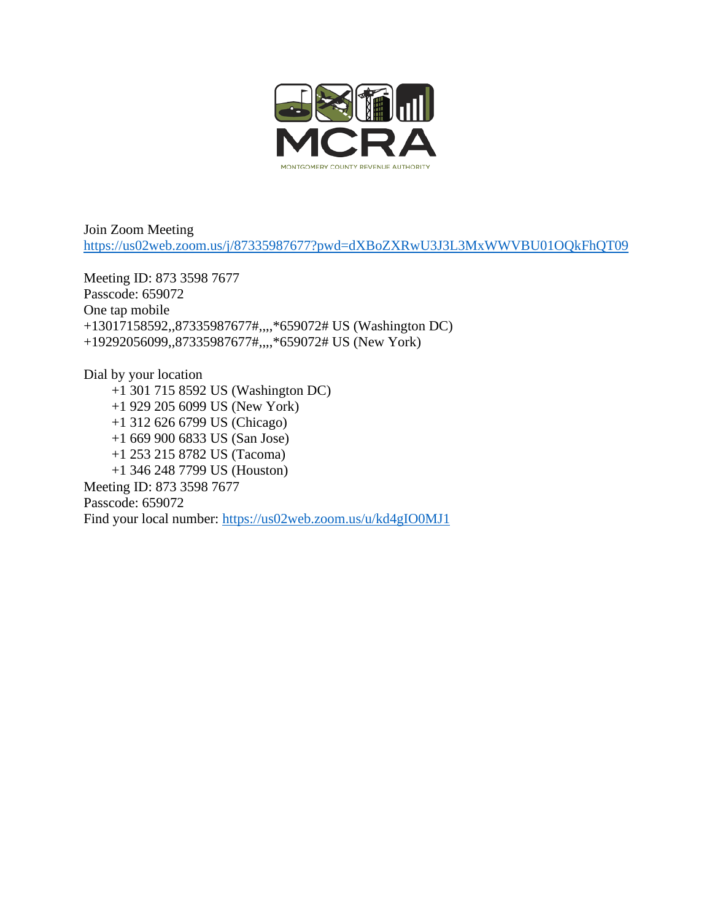MCRA

MONTGOMERY COUNTY REVENUE AUTHORITY

Join Zoom Meeting
https://us02web.zoom.us/j/87335987677?pwd=dXBoZXRwU3J3L3MxWWVBU01OQkFhQT09

Meeting ID: 873 3598 7677
Passcode: 659072
One tap mobile
+13017158592,,87335987677#,,,,*659072# US (Washington DC)
+19292056099,,87335987677#,,,,*659072# US (New York)

Dial by your location
- +1 301 715 8592 US (Washington DC)
- +1 929 205 6099 US (New York)
- +1 312 626 6799 US (Chicago)
- +1 669 900 6833 US (San Jose)
- +1 253 215 8782 US (Tacoma)
- +1 346 248 7799 US (Houston)

Meeting ID: 873 3598 7677
Passcode: 659072
Find your local number: https://us02web.zoom.us/u/kd4gIO0MJ1